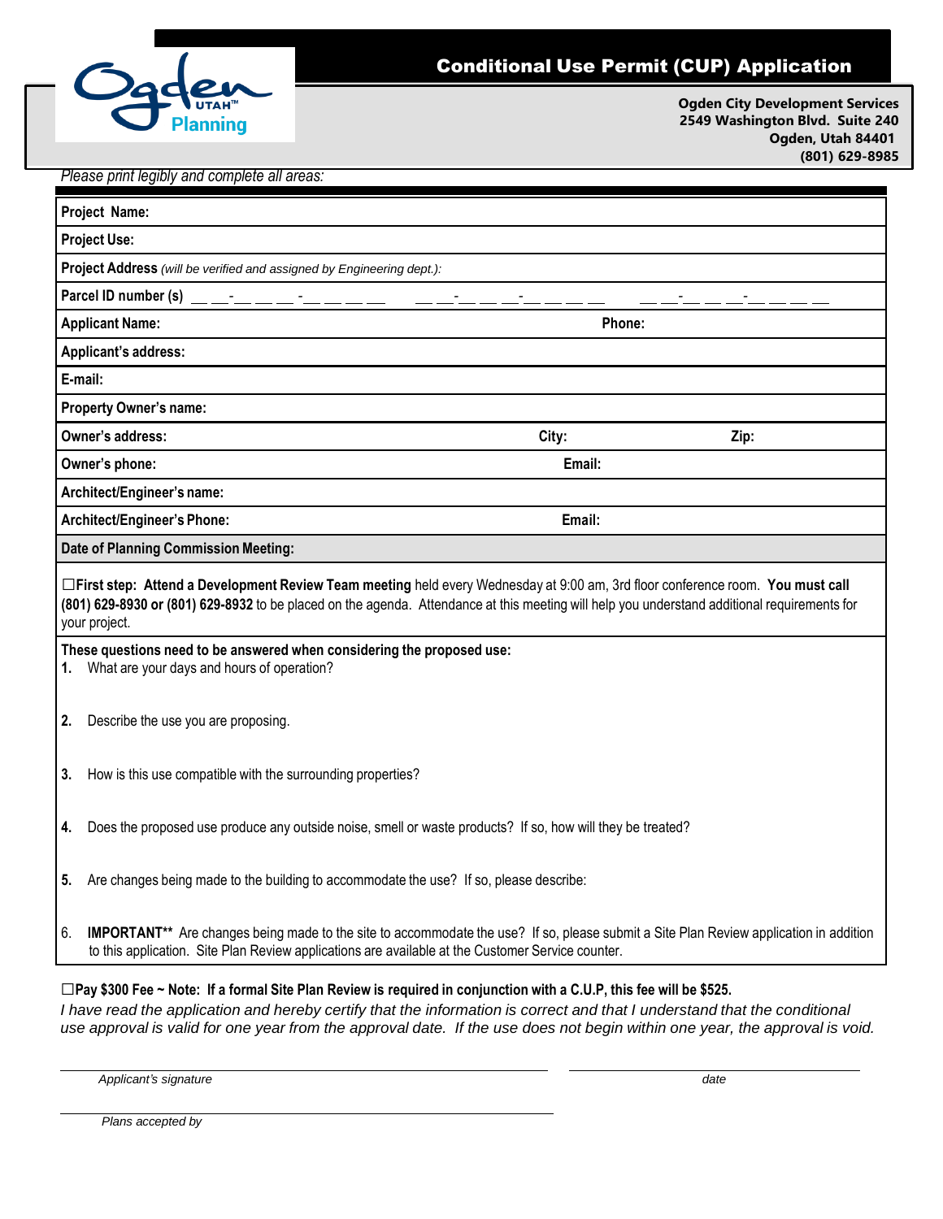# Conditional Use Permit (CUP) Application

Ogden Utah Planning

**Ogden City Development Services**
**2549 Washington Blvd. Suite 240**
**Ogden, Utah 84401**
**(801) 629-8985**

*Please print legibly and complete all areas:*

| | | |
|---|---|---|
| **Project Name:** | | |
| **Project Use:** | | |
| **Project Address** *(will be verified and assigned by Engineering dept.):* | | |
| **Parcel ID number (s)** __ __-__ __ __ -__ __ __ __   __ __-__ __ __-__ __ __ __   __ __-__ __ __-__ __ __ __ | | |
| **Applicant Name:** | **Phone:** | |
| **Applicant's address:** | | |
| **E-mail:** | | |
| **Property Owner's name:** | | |
| **Owner's address:** | **City:** | **Zip:** |
| **Owner's phone:** | **Email:** | |
| **Architect/Engineer's name:** | | |
| **Architect/Engineer's Phone:** | **Email:** | |
| **Date of Planning Commission Meeting:** | | |

☐**First step: Attend a Development Review Team meeting** held every Wednesday at 9:00 am, 3rd floor conference room. **You must call (801) 629-8930 or (801) 629-8932** to be placed on the agenda. Attendance at this meeting will help you understand additional requirements for your project.

**These questions need to be answered when considering the proposed use:**

1. What are your days and hours of operation?

2. Describe the use you are proposing.

3. How is this use compatible with the surrounding properties?

4. Does the proposed use produce any outside noise, smell or waste products? If so, how will they be treated?

5. Are changes being made to the building to accommodate the use? If so, please describe:

6. **IMPORTANT\*\*** Are changes being made to the site to accommodate the use? If so, please submit a Site Plan Review application in addition to this application. Site Plan Review applications are available at the Customer Service counter.

☐**Pay $300 Fee ~ Note: If a formal Site Plan Review is required in conjunction with a C.U.P, this fee will be $525.**

*I have read the application and hereby certify that the information is correct and that I understand that the conditional use approval is valid for one year from the approval date. If the use does not begin within one year, the approval is void.*

______________________________  ______________
*Applicant's signature*  *date*

______________________________
*Plans accepted by*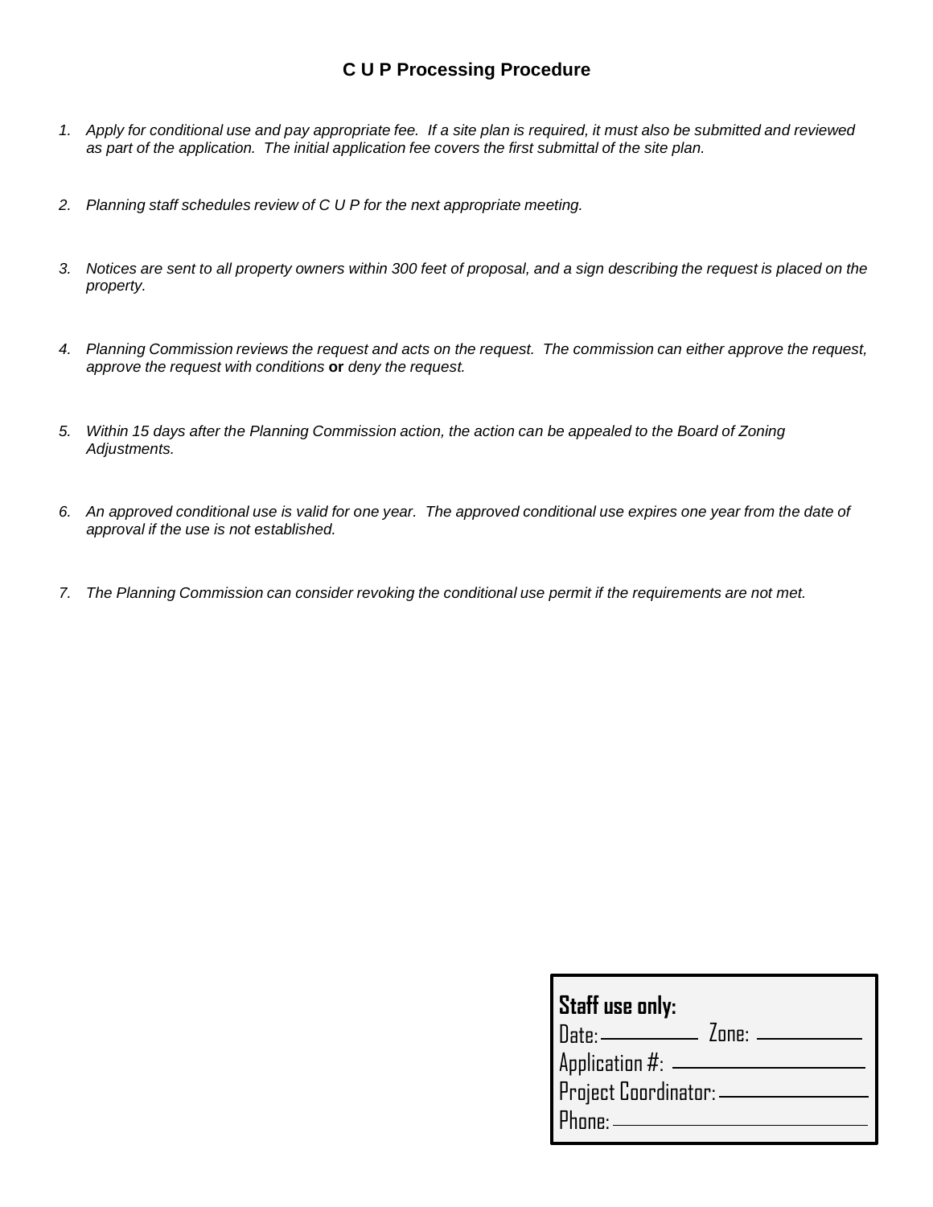## C U P Processing Procedure

1. *Apply for conditional use and pay appropriate fee. If a site plan is required, it must also be submitted and reviewed as part of the application. The initial application fee covers the first submittal of the site plan.*

2. *Planning staff schedules review of C U P for the next appropriate meeting.*

3. *Notices are sent to all property owners within 300 feet of proposal, and a sign describing the request is placed on the property.*

4. *Planning Commission reviews the request and acts on the request. The commission can either approve the request, approve the request with conditions* **or** *deny the request.*

5. *Within 15 days after the Planning Commission action, the action can be appealed to the Board of Zoning Adjustments.*

6. *An approved conditional use is valid for one year. The approved conditional use expires one year from the date of approval if the use is not established.*

7. *The Planning Commission can consider revoking the conditional use permit if the requirements are not met.*

**Staff use only:**

Date: ____________ Zone: ____________

Application #: ____________________

Project Coordinator: ____________________

Phone: ____________________